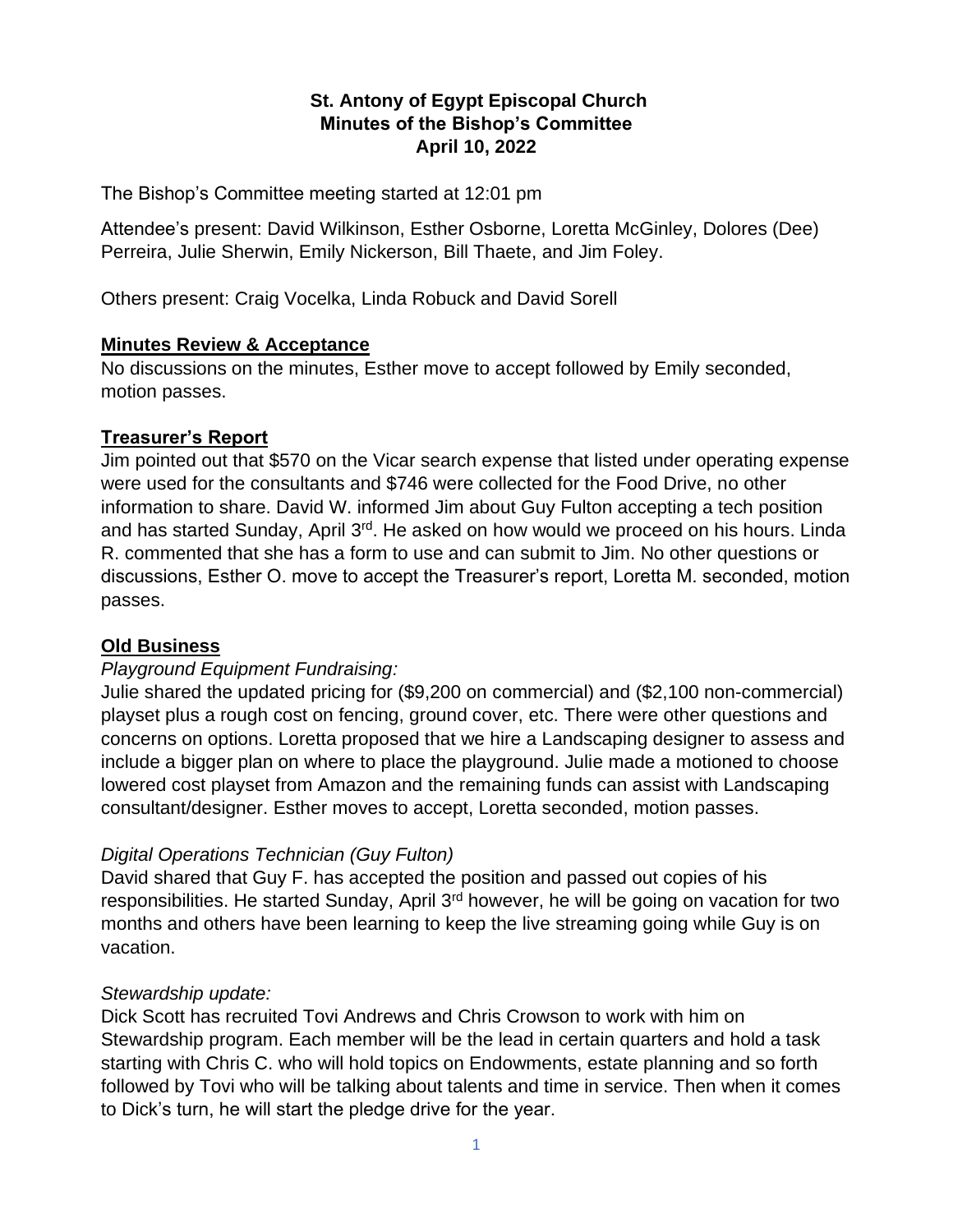**St. Antony of Egypt Episcopal Church**
**Minutes of the Bishop's Committee**
**April 10, 2022**

The Bishop's Committee meeting started at 12:01 pm

Attendee's present: David Wilkinson, Esther Osborne, Loretta McGinley, Dolores (Dee) Perreira, Julie Sherwin, Emily Nickerson, Bill Thaete, and Jim Foley.

Others present: Craig Vocelka, Linda Robuck and David Sorell

## Minutes Review & Acceptance

No discussions on the minutes, Esther move to accept followed by Emily seconded, motion passes.

## Treasurer's Report

Jim pointed out that $570 on the Vicar search expense that listed under operating expense were used for the consultants and $746 were collected for the Food Drive, no other information to share. David W. informed Jim about Guy Fulton accepting a tech position and has started Sunday, April 3rd. He asked on how would we proceed on his hours. Linda R. commented that she has a form to use and can submit to Jim. No other questions or discussions, Esther O. move to accept the Treasurer's report, Loretta M. seconded, motion passes.

## Old Business

*Playground Equipment Fundraising:*

Julie shared the updated pricing for ($9,200 on commercial) and ($2,100 non-commercial) playset plus a rough cost on fencing, ground cover, etc. There were other questions and concerns on options. Loretta proposed that we hire a Landscaping designer to assess and include a bigger plan on where to place the playground. Julie made a motioned to choose lowered cost playset from Amazon and the remaining funds can assist with Landscaping consultant/designer. Esther moves to accept, Loretta seconded, motion passes.

*Digital Operations Technician (Guy Fulton)*

David shared that Guy F. has accepted the position and passed out copies of his responsibilities. He started Sunday, April 3rd however, he will be going on vacation for two months and others have been learning to keep the live streaming going while Guy is on vacation.

*Stewardship update:*

Dick Scott has recruited Tovi Andrews and Chris Crowson to work with him on Stewardship program. Each member will be the lead in certain quarters and hold a task starting with Chris C. who will hold topics on Endowments, estate planning and so forth followed by Tovi who will be talking about talents and time in service. Then when it comes to Dick's turn, he will start the pledge drive for the year.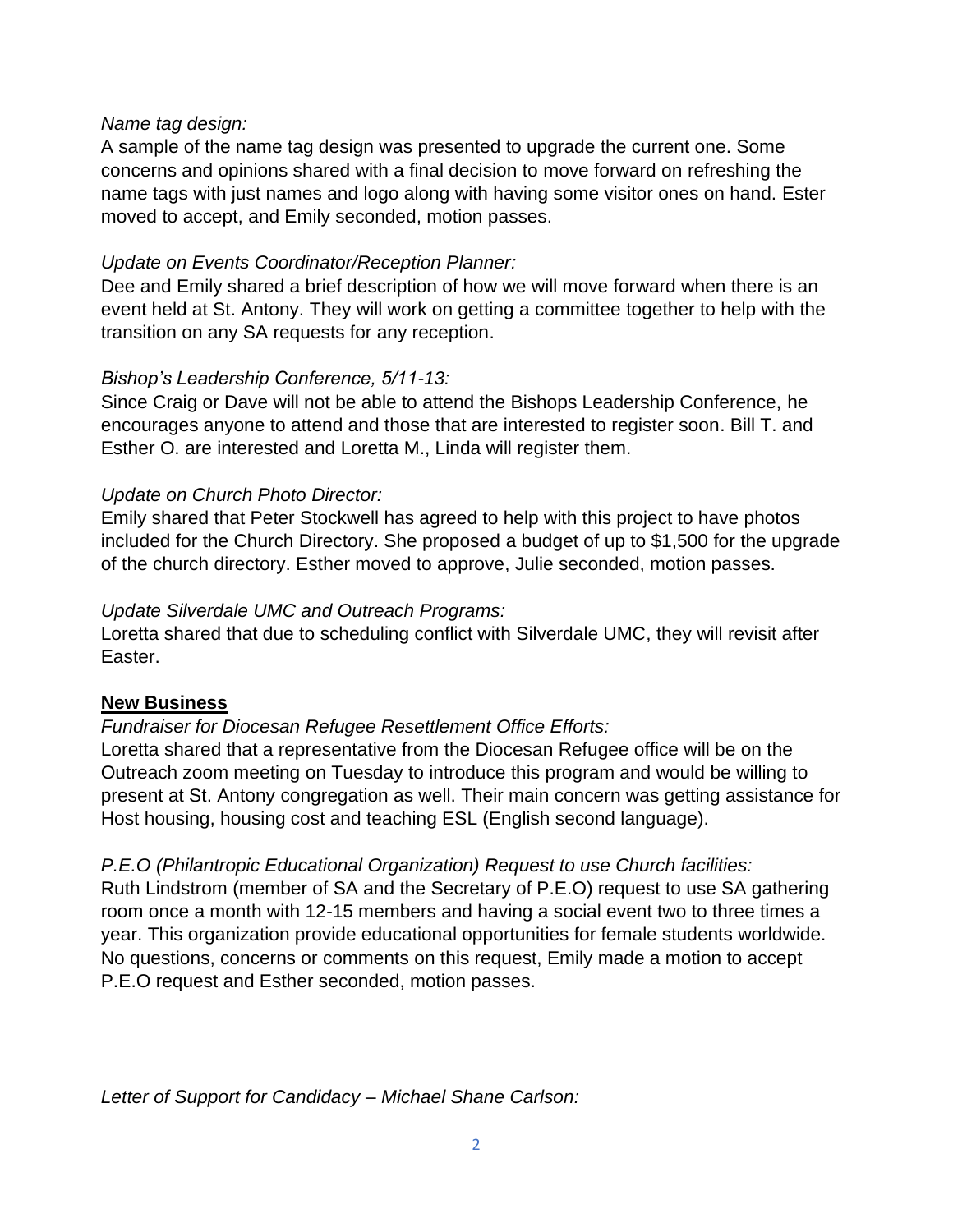*Name tag design:*
A sample of the name tag design was presented to upgrade the current one. Some concerns and opinions shared with a final decision to move forward on refreshing the name tags with just names and logo along with having some visitor ones on hand. Ester moved to accept, and Emily seconded, motion passes.

*Update on Events Coordinator/Reception Planner:*
Dee and Emily shared a brief description of how we will move forward when there is an event held at St. Antony. They will work on getting a committee together to help with the transition on any SA requests for any reception.

*Bishop's Leadership Conference, 5/11-13:*
Since Craig or Dave will not be able to attend the Bishops Leadership Conference, he encourages anyone to attend and those that are interested to register soon. Bill T. and Esther O. are interested and Loretta M., Linda will register them.

*Update on Church Photo Director:*
Emily shared that Peter Stockwell has agreed to help with this project to have photos included for the Church Directory. She proposed a budget of up to $1,500 for the upgrade of the church directory. Esther moved to approve, Julie seconded, motion passes.

*Update Silverdale UMC and Outreach Programs:*
Loretta shared that due to scheduling conflict with Silverdale UMC, they will revisit after Easter.

**New Business**

*Fundraiser for Diocesan Refugee Resettlement Office Efforts:*
Loretta shared that a representative from the Diocesan Refugee office will be on the Outreach zoom meeting on Tuesday to introduce this program and would be willing to present at St. Antony congregation as well. Their main concern was getting assistance for Host housing, housing cost and teaching ESL (English second language).

*P.E.O (Philantropic Educational Organization) Request to use Church facilities:*
Ruth Lindstrom (member of SA and the Secretary of P.E.O) request to use SA gathering room once a month with 12-15 members and having a social event two to three times a year. This organization provide educational opportunities for female students worldwide. No questions, concerns or comments on this request, Emily made a motion to accept P.E.O request and Esther seconded, motion passes.

*Letter of Support for Candidacy – Michael Shane Carlson:*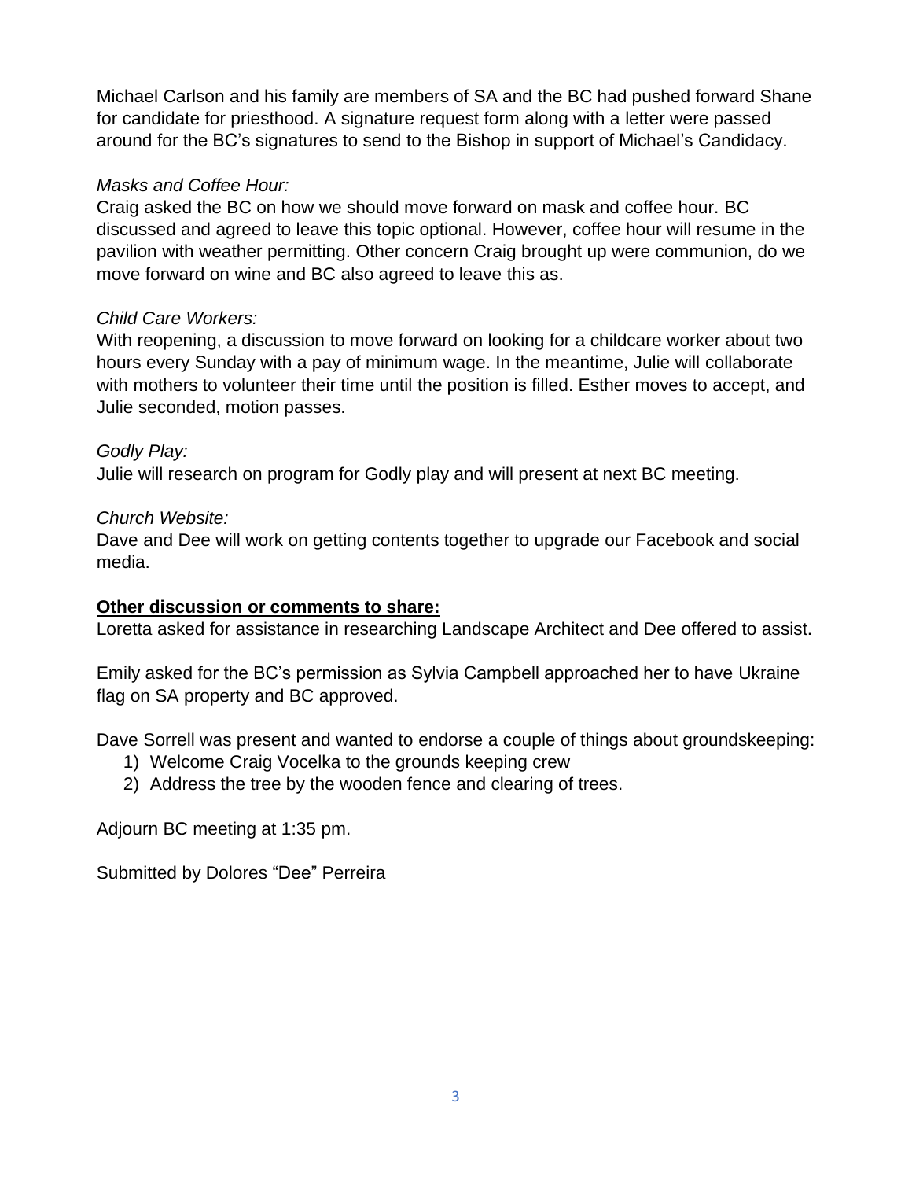Michael Carlson and his family are members of SA and the BC had pushed forward Shane for candidate for priesthood. A signature request form along with a letter were passed around for the BC's signatures to send to the Bishop in support of Michael's Candidacy.

*Masks and Coffee Hour:*

Craig asked the BC on how we should move forward on mask and coffee hour. BC discussed and agreed to leave this topic optional. However, coffee hour will resume in the pavilion with weather permitting. Other concern Craig brought up were communion, do we move forward on wine and BC also agreed to leave this as.

*Child Care Workers:*

With reopening, a discussion to move forward on looking for a childcare worker about two hours every Sunday with a pay of minimum wage. In the meantime, Julie will collaborate with mothers to volunteer their time until the position is filled. Esther moves to accept, and Julie seconded, motion passes.

*Godly Play:*

Julie will research on program for Godly play and will present at next BC meeting.

*Church Website:*

Dave and Dee will work on getting contents together to upgrade our Facebook and social media.

**Other discussion or comments to share:**

Loretta asked for assistance in researching Landscape Architect and Dee offered to assist.

Emily asked for the BC's permission as Sylvia Campbell approached her to have Ukraine flag on SA property and BC approved.

Dave Sorrell was present and wanted to endorse a couple of things about groundskeeping:

1) Welcome Craig Vocelka to the grounds keeping crew
2) Address the tree by the wooden fence and clearing of trees.

Adjourn BC meeting at 1:35 pm.

Submitted by Dolores "Dee" Perreira